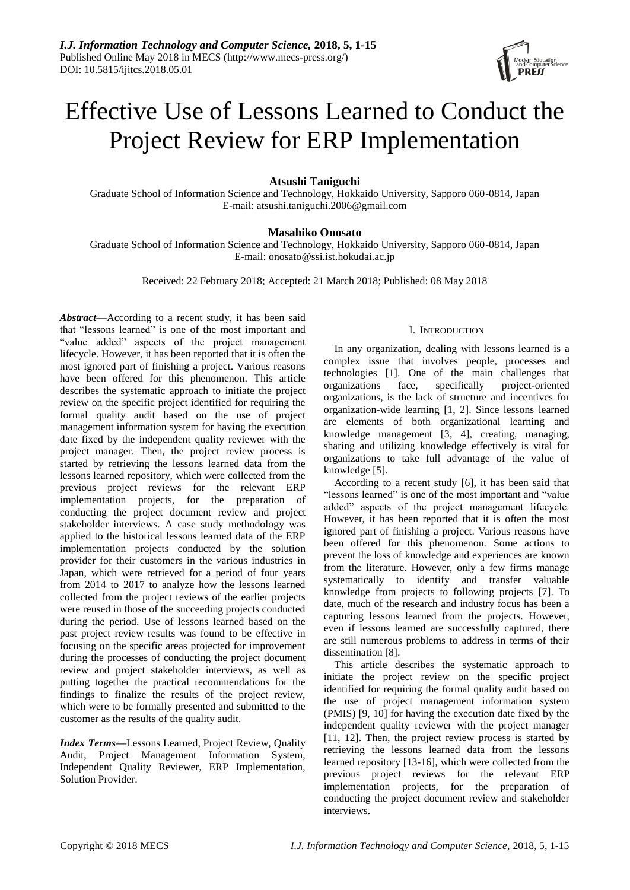# Effective Use of Lessons Learned to Conduct the Project Review for ERP Implementation

**Atsushi Taniguchi**

Graduate School of Information Science and Technology, Hokkaido University, Sapporo 060-0814, Japan
E-mail: atsushi.taniguchi.2006@gmail.com

**Masahiko Onosato**

Graduate School of Information Science and Technology, Hokkaido University, Sapporo 060-0814, Japan
E-mail: onosato@ssi.ist.hokudai.ac.jp

Received: 22 February 2018; Accepted: 21 March 2018; Published: 08 May 2018

***Abstract*****—**According to a recent study, it has been said that "lessons learned" is one of the most important and "value added" aspects of the project management lifecycle. However, it has been reported that it is often the most ignored part of finishing a project. Various reasons have been offered for this phenomenon. This article describes the systematic approach to initiate the project review on the specific project identified for requiring the formal quality audit based on the use of project management information system for having the execution date fixed by the independent quality reviewer with the project manager. Then, the project review process is started by retrieving the lessons learned data from the lessons learned repository, which were collected from the previous project reviews for the relevant ERP implementation projects, for the preparation of conducting the project document review and project stakeholder interviews. A case study methodology was applied to the historical lessons learned data of the ERP implementation projects conducted by the solution provider for their customers in the various industries in Japan, which were retrieved for a period of four years from 2014 to 2017 to analyze how the lessons learned collected from the project reviews of the earlier projects were reused in those of the succeeding projects conducted during the period. Use of lessons learned based on the past project review results was found to be effective in focusing on the specific areas projected for improvement during the processes of conducting the project document review and project stakeholder interviews, as well as putting together the practical recommendations for the findings to finalize the results of the project review, which were to be formally presented and submitted to the customer as the results of the quality audit.

***Index Terms*****—**Lessons Learned, Project Review, Quality Audit, Project Management Information System, Independent Quality Reviewer, ERP Implementation, Solution Provider.

## I. Introduction

In any organization, dealing with lessons learned is a complex issue that involves people, processes and technologies [1]. One of the main challenges that organizations face, specifically project-oriented organizations, is the lack of structure and incentives for organization-wide learning [1, 2]. Since lessons learned are elements of both organizational learning and knowledge management [3, 4], creating, managing, sharing and utilizing knowledge effectively is vital for organizations to take full advantage of the value of knowledge [5].

According to a recent study [6], it has been said that "lessons learned" is one of the most important and "value added" aspects of the project management lifecycle. However, it has been reported that it is often the most ignored part of finishing a project. Various reasons have been offered for this phenomenon. Some actions to prevent the loss of knowledge and experiences are known from the literature. However, only a few firms manage systematically to identify and transfer valuable knowledge from projects to following projects [7]. To date, much of the research and industry focus has been a capturing lessons learned from the projects. However, even if lessons learned are successfully captured, there are still numerous problems to address in terms of their dissemination [8].

This article describes the systematic approach to initiate the project review on the specific project identified for requiring the formal quality audit based on the use of project management information system (PMIS) [9, 10] for having the execution date fixed by the independent quality reviewer with the project manager [11, 12]. Then, the project review process is started by retrieving the lessons learned data from the lessons learned repository [13-16], which were collected from the previous project reviews for the relevant ERP implementation projects, for the preparation of conducting the project document review and stakeholder interviews.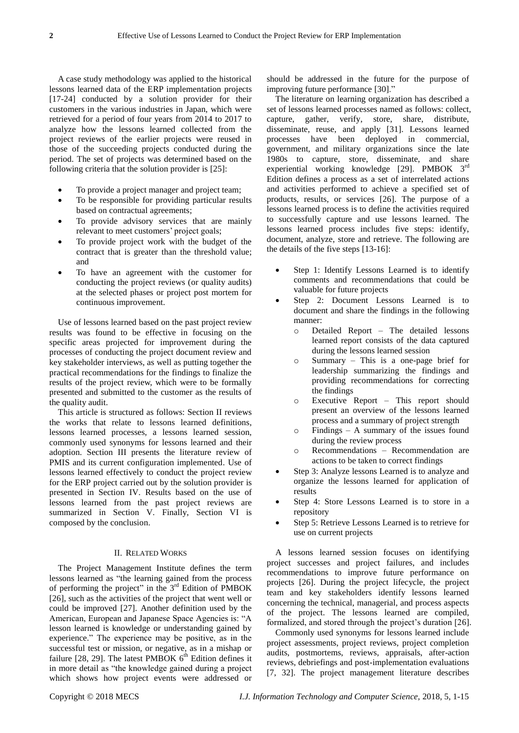A case study methodology was applied to the historical lessons learned data of the ERP implementation projects [17-24] conducted by a solution provider for their customers in the various industries in Japan, which were retrieved for a period of four years from 2014 to 2017 to analyze how the lessons learned collected from the project reviews of the earlier projects were reused in those of the succeeding projects conducted during the period. The set of projects was determined based on the following criteria that the solution provider is [25]:

- To provide a project manager and project team;
- To be responsible for providing particular results based on contractual agreements;
- To provide advisory services that are mainly relevant to meet customers' project goals;
- To provide project work with the budget of the contract that is greater than the threshold value; and
- To have an agreement with the customer for conducting the project reviews (or quality audits) at the selected phases or project post mortem for continuous improvement.

Use of lessons learned based on the past project review results was found to be effective in focusing on the specific areas projected for improvement during the processes of conducting the project document review and key stakeholder interviews, as well as putting together the practical recommendations for the findings to finalize the results of the project review, which were to be formally presented and submitted to the customer as the results of the quality audit.

This article is structured as follows: Section II reviews the works that relate to lessons learned definitions, lessons learned processes, a lessons learned session, commonly used synonyms for lessons learned and their adoption. Section III presents the literature review of PMIS and its current configuration implemented. Use of lessons learned effectively to conduct the project review for the ERP project carried out by the solution provider is presented in Section IV. Results based on the use of lessons learned from the past project reviews are summarized in Section V. Finally, Section VI is composed by the conclusion.

## II. Related Works

The Project Management Institute defines the term lessons learned as "the learning gained from the process of performing the project" in the 3rd Edition of PMBOK [26], such as the activities of the project that went well or could be improved [27]. Another definition used by the American, European and Japanese Space Agencies is: "A lesson learned is knowledge or understanding gained by experience." The experience may be positive, as in the successful test or mission, or negative, as in a mishap or failure [28, 29]. The latest PMBOK 6th Edition defines it in more detail as "the knowledge gained during a project which shows how project events were addressed or should be addressed in the future for the purpose of improving future performance [30]."

The literature on learning organization has described a set of lessons learned processes named as follows: collect, capture, gather, verify, store, share, distribute, disseminate, reuse, and apply [31]. Lessons learned processes have been deployed in commercial, government, and military organizations since the late 1980s to capture, store, disseminate, and share experiential working knowledge [29]. PMBOK 3rd Edition defines a process as a set of interrelated actions and activities performed to achieve a specified set of products, results, or services [26]. The purpose of a lessons learned process is to define the activities required to successfully capture and use lessons learned. The lessons learned process includes five steps: identify, document, analyze, store and retrieve. The following are the details of the five steps [13-16]:

- Step 1: Identify Lessons Learned is to identify comments and recommendations that could be valuable for future projects
- Step 2: Document Lessons Learned is to document and share the findings in the following manner:
  - Detailed Report – The detailed lessons learned report consists of the data captured during the lessons learned session
  - Summary – This is a one-page brief for leadership summarizing the findings and providing recommendations for correcting the findings
  - Executive Report – This report should present an overview of the lessons learned process and a summary of project strength
  - Findings – A summary of the issues found during the review process
  - Recommendations – Recommendation are actions to be taken to correct findings
- Step 3: Analyze lessons Learned is to analyze and organize the lessons learned for application of results
- Step 4: Store Lessons Learned is to store in a repository
- Step 5: Retrieve Lessons Learned is to retrieve for use on current projects

A lessons learned session focuses on identifying project successes and project failures, and includes recommendations to improve future performance on projects [26]. During the project lifecycle, the project team and key stakeholders identify lessons learned concerning the technical, managerial, and process aspects of the project. The lessons learned are compiled, formalized, and stored through the project's duration [26].

Commonly used synonyms for lessons learned include project assessments, project reviews, project completion audits, postmortems, reviews, appraisals, after-action reviews, debriefings and post-implementation evaluations [7, 32]. The project management literature describes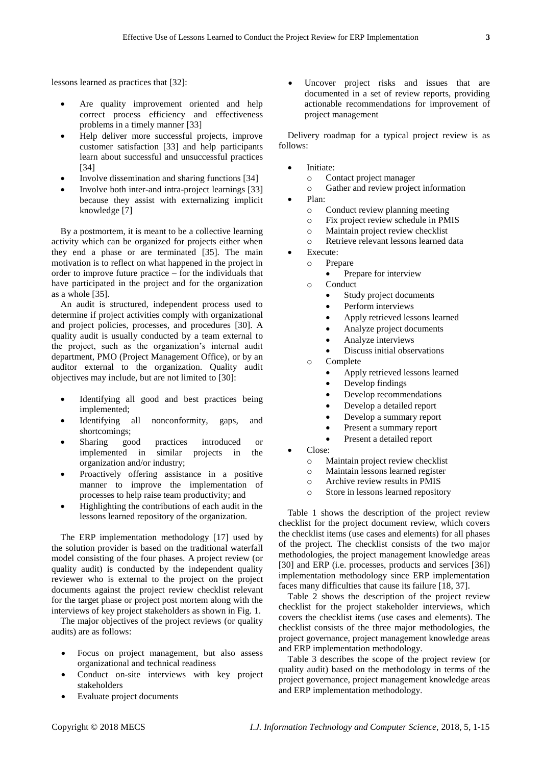lessons learned as practices that [32]:

- Are quality improvement oriented and help correct process efficiency and effectiveness problems in a timely manner [33]
- Help deliver more successful projects, improve customer satisfaction [33] and help participants learn about successful and unsuccessful practices [34]
- Involve dissemination and sharing functions [34]
- Involve both inter-and intra-project learnings [33] because they assist with externalizing implicit knowledge [7]

By a postmortem, it is meant to be a collective learning activity which can be organized for projects either when they end a phase or are terminated [35]. The main motivation is to reflect on what happened in the project in order to improve future practice – for the individuals that have participated in the project and for the organization as a whole [35].

An audit is structured, independent process used to determine if project activities comply with organizational and project policies, processes, and procedures [30]. A quality audit is usually conducted by a team external to the project, such as the organization's internal audit department, PMO (Project Management Office), or by an auditor external to the organization. Quality audit objectives may include, but are not limited to [30]:

- Identifying all good and best practices being implemented;
- Identifying all nonconformity, gaps, and shortcomings;
- Sharing good practices introduced or implemented in similar projects in the organization and/or industry;
- Proactively offering assistance in a positive manner to improve the implementation of processes to help raise team productivity; and
- Highlighting the contributions of each audit in the lessons learned repository of the organization.

The ERP implementation methodology [17] used by the solution provider is based on the traditional waterfall model consisting of the four phases. A project review (or quality audit) is conducted by the independent quality reviewer who is external to the project on the project documents against the project review checklist relevant for the target phase or project post mortem along with the interviews of key project stakeholders as shown in Fig. 1.

The major objectives of the project reviews (or quality audits) are as follows:

- Focus on project management, but also assess organizational and technical readiness
- Conduct on-site interviews with key project stakeholders
- Evaluate project documents
- Uncover project risks and issues that are documented in a set of review reports, providing actionable recommendations for improvement of project management

Delivery roadmap for a typical project review is as follows:

- Initiate:
  - Contact project manager
  - Gather and review project information
- Plan:
  - Conduct review planning meeting
  - Fix project review schedule in PMIS
  - Maintain project review checklist
  - Retrieve relevant lessons learned data
- Execute:
  - Prepare
    - Prepare for interview
  - Conduct
    - Study project documents
    - Perform interviews
    - Apply retrieved lessons learned
    - Analyze project documents
    - Analyze interviews
    - Discuss initial observations
  - Complete
    - Apply retrieved lessons learned
    - Develop findings
    - Develop recommendations
    - Develop a detailed report
    - Develop a summary report
    - Present a summary report
    - Present a detailed report
- Close:
  - Maintain project review checklist
  - Maintain lessons learned register
  - Archive review results in PMIS
  - Store in lessons learned repository

Table 1 shows the description of the project review checklist for the project document review, which covers the checklist items (use cases and elements) for all phases of the project. The checklist consists of the two major methodologies, the project management knowledge areas [30] and ERP (i.e. processes, products and services [36]) implementation methodology since ERP implementation faces many difficulties that cause its failure [18, 37].

Table 2 shows the description of the project review checklist for the project stakeholder interviews, which covers the checklist items (use cases and elements). The checklist consists of the three major methodologies, the project governance, project management knowledge areas and ERP implementation methodology.

Table 3 describes the scope of the project review (or quality audit) based on the methodology in terms of the project governance, project management knowledge areas and ERP implementation methodology.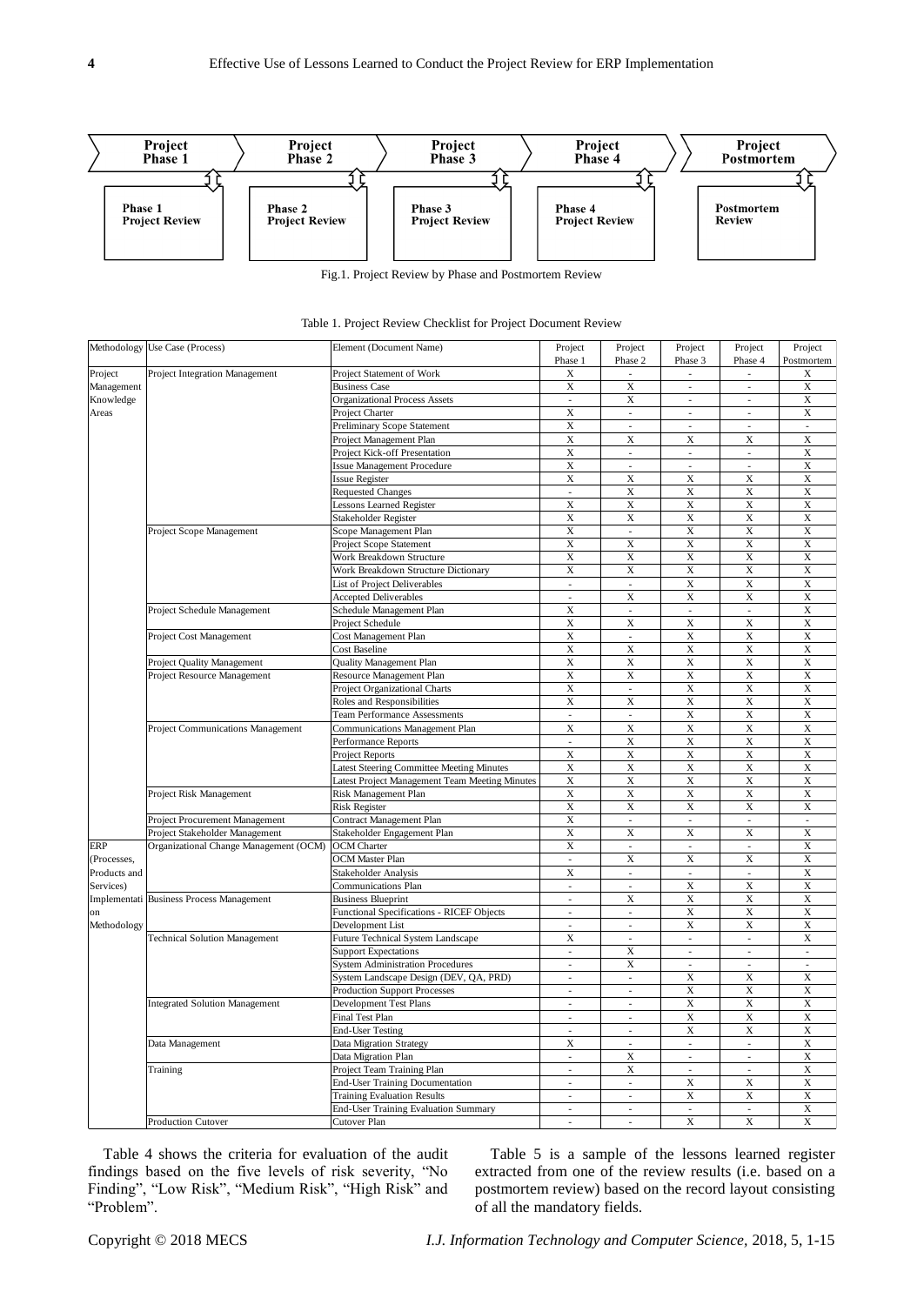Fig.1. Project Review by Phase and Postmortem Review

Table 1. Project Review Checklist for Project Document Review

| Methodology | Use Case (Process) | Element (Document Name) | Project Phase 1 | Project Phase 2 | Project Phase 3 | Project Phase 4 | Project Postmortem |
|---|---|---|---|---|---|---|---|
| Project Management Knowledge Areas | Project Integration Management | Project Statement of Work | X | - | - | - | X |
| | | Business Case | X | X | - | - | X |
| | | Organizational Process Assets | - | X | - | - | X |
| | | Project Charter | X | - | - | - | X |
| | | Preliminary Scope Statement | X | - | - | - | - |
| | | Project Management Plan | X | X | X | X | X |
| | | Project Kick-off Presentation | X | - | - | - | X |
| | | Issue Management Procedure | X | - | - | - | X |
| | | Issue Register | X | X | X | X | X |
| | | Requested Changes | - | X | X | X | X |
| | | Lessons Learned Register | X | X | X | X | X |
| | | Stakeholder Register | X | X | X | X | X |
| | Project Scope Management | Scope Management Plan | X | - | X | X | X |
| | | Project Scope Statement | X | X | X | X | X |
| | | Work Breakdown Structure | X | X | X | X | X |
| | | Work Breakdown Structure Dictionary | X | X | X | X | X |
| | | List of Project Deliverables | - | - | X | X | X |
| | | Accepted Deliverables | - | X | X | X | X |
| | Project Schedule Management | Schedule Management Plan | X | - | - | - | X |
| | | Project Schedule | X | X | X | X | X |
| | Project Cost Management | Cost Management Plan | X | - | X | X | X |
| | | Cost Baseline | X | X | X | X | X |
| | Project Quality Management | Quality Management Plan | X | X | X | X | X |
| | Project Resource Management | Resource Management Plan | X | X | X | X | X |
| | | Project Organizational Charts | X | - | X | X | X |
| | | Roles and Responsibilities | X | X | X | X | X |
| | | Team Performance Assessments | - | - | X | X | X |
| | Project Communications Management | Communications Management Plan | X | X | X | X | X |
| | | Performance Reports | - | X | X | X | X |
| | | Project Reports | X | X | X | X | X |
| | | Latest Steering Committee Meeting Minutes | X | X | X | X | X |
| | | Latest Project Management Team Meeting Minutes | X | X | X | X | X |
| | Project Risk Management | Risk Management Plan | X | X | X | X | X |
| | | Risk Register | X | X | X | X | X |
| | Project Procurement Management | Contract Management Plan | X | - | - | - | - |
| | Project Stakeholder Management | Stakeholder Engagement Plan | X | X | X | X | X |
| ERP (Processes, Products and Services) Implementation Methodology | Organizational Change Management (OCM) | OCM Charter | X | - | - | - | X |
| | | OCM Master Plan | - | X | X | X | X |
| | | Stakeholder Analysis | X | - | - | - | X |
| | | Communications Plan | - | - | X | X | X |
| | Business Process Management | Business Blueprint | - | X | X | X | X |
| | | Functional Specifications - RICEF Objects | - | - | X | X | X |
| | | Development List | - | - | X | X | X |
| | Technical Solution Management | Future Technical System Landscape | X | - | - | - | X |
| | | Support Expectations | - | X | - | - | - |
| | | System Administration Procedures | - | X | - | - | - |
| | | System Landscape Design (DEV, QA, PRD) | - | - | X | X | X |
| | | Production Support Processes | - | - | X | X | X |
| | Integrated Solution Management | Development Test Plans | - | - | X | X | X |
| | | Final Test Plan | - | - | X | X | X |
| | | End-User Testing | - | - | X | X | X |
| | Data Management | Data Migration Strategy | X | - | - | - | X |
| | | Data Migration Plan | - | X | - | - | X |
| | Training | Project Team Training Plan | - | X | - | - | X |
| | | End-User Training Documentation | - | - | X | X | X |
| | | Training Evaluation Results | - | - | X | X | X |
| | | End-User Training Evaluation Summary | - | - | - | - | X |
| | Production Cutover | Cutover Plan | - | - | X | X | X |

Table 4 shows the criteria for evaluation of the audit findings based on the five levels of risk severity, "No Finding", "Low Risk", "Medium Risk", "High Risk" and "Problem".

Table 5 is a sample of the lessons learned register extracted from one of the review results (i.e. based on a postmortem review) based on the record layout consisting of all the mandatory fields.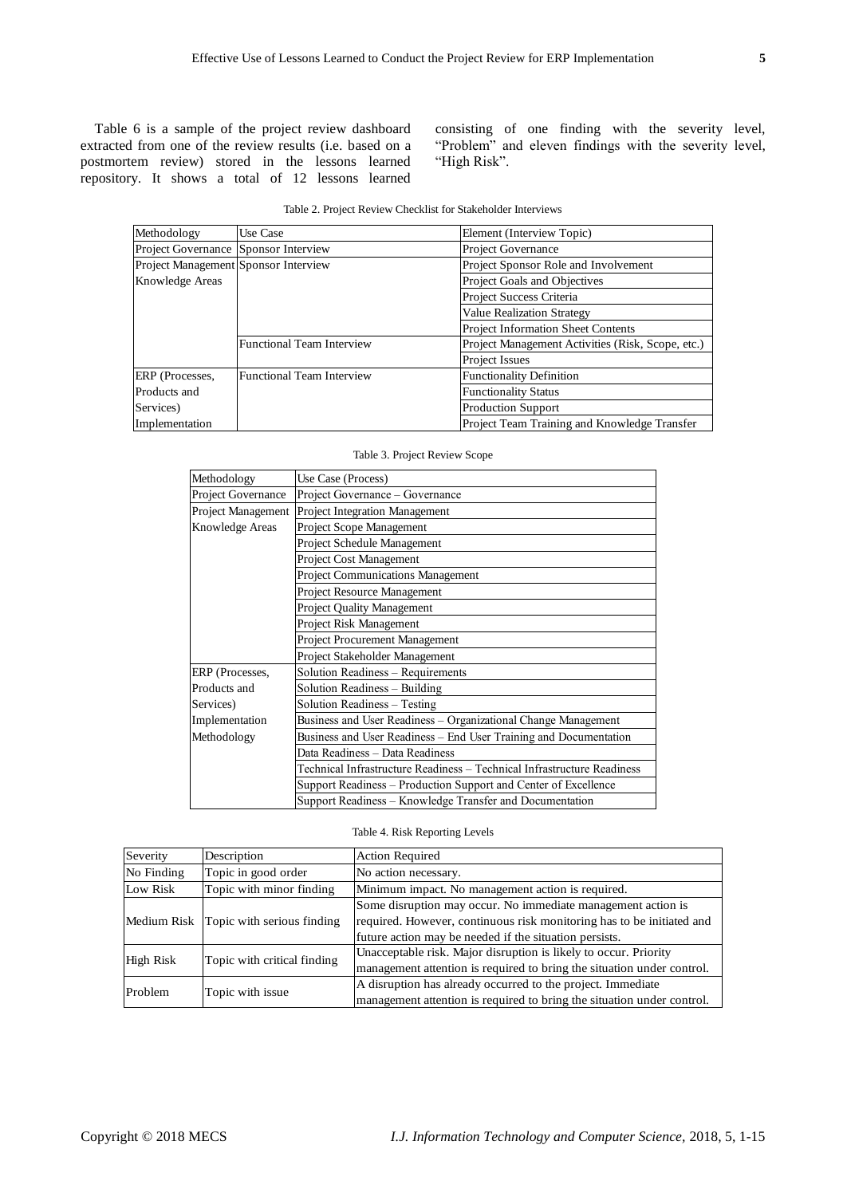Table 6 is a sample of the project review dashboard extracted from one of the review results (i.e. based on a postmortem review) stored in the lessons learned repository. It shows a total of 12 lessons learned consisting of one finding with the severity level, "Problem" and eleven findings with the severity level, "High Risk".

Table 2. Project Review Checklist for Stakeholder Interviews

| Methodology | Use Case | Element (Interview Topic) |
|---|---|---|
| Project Governance | Sponsor Interview | Project Governance |
| Project Management Knowledge Areas | Sponsor Interview | Project Sponsor Role and Involvement |
| | | Project Goals and Objectives |
| | | Project Success Criteria |
| | | Value Realization Strategy |
| | | Project Information Sheet Contents |
| | Functional Team Interview | Project Management Activities (Risk, Scope, etc.) |
| | | Project Issues |
| ERP (Processes, Products and Services) Implementation | Functional Team Interview | Functionality Definition |
| | | Functionality Status |
| | | Production Support |
| | | Project Team Training and Knowledge Transfer |

Table 3. Project Review Scope

| Methodology | Use Case (Process) |
|---|---|
| Project Governance | Project Governance – Governance |
| Project Management Knowledge Areas | Project Integration Management |
| | Project Scope Management |
| | Project Schedule Management |
| | Project Cost Management |
| | Project Communications Management |
| | Project Resource Management |
| | Project Quality Management |
| | Project Risk Management |
| | Project Procurement Management |
| | Project Stakeholder Management |
| ERP (Processes, Products and Services) Implementation Methodology | Solution Readiness – Requirements |
| | Solution Readiness – Building |
| | Solution Readiness – Testing |
| | Business and User Readiness – Organizational Change Management |
| | Business and User Readiness – End User Training and Documentation |
| | Data Readiness – Data Readiness |
| | Technical Infrastructure Readiness – Technical Infrastructure Readiness |
| | Support Readiness – Production Support and Center of Excellence |
| | Support Readiness – Knowledge Transfer and Documentation |

Table 4. Risk Reporting Levels

| Severity | Description | Action Required |
|---|---|---|
| No Finding | Topic in good order | No action necessary. |
| Low Risk | Topic with minor finding | Minimum impact. No management action is required. |
| Medium Risk | Topic with serious finding | Some disruption may occur. No immediate management action is required. However, continuous risk monitoring has to be initiated and future action may be needed if the situation persists. |
| High Risk | Topic with critical finding | Unacceptable risk. Major disruption is likely to occur. Priority management attention is required to bring the situation under control. |
| Problem | Topic with issue | A disruption has already occurred to the project. Immediate management attention is required to bring the situation under control. |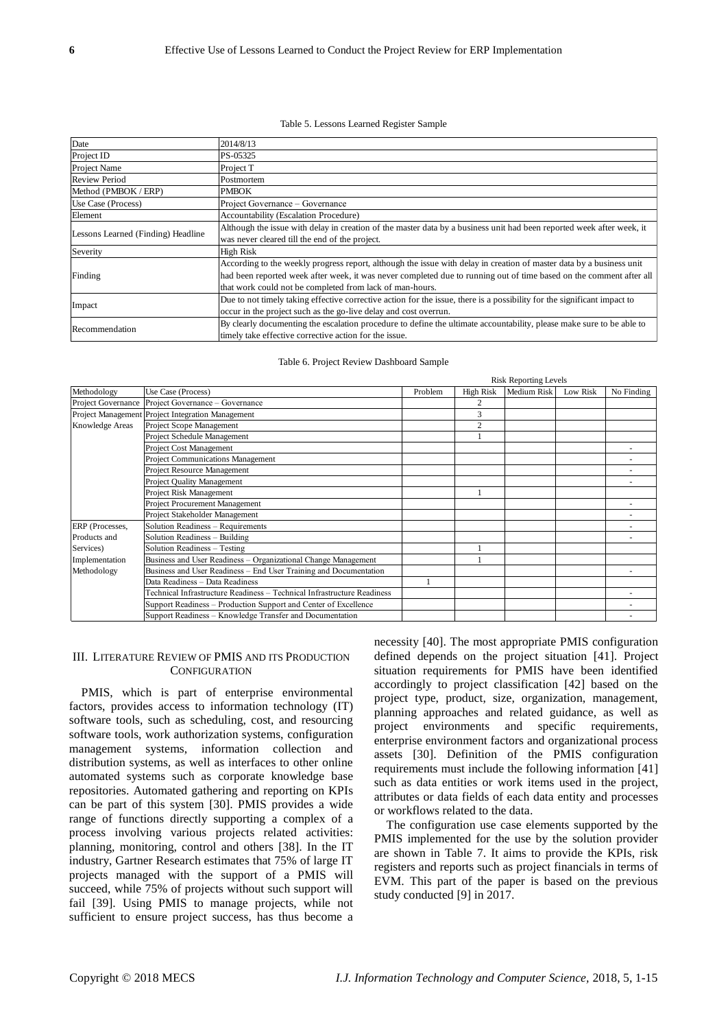Table 5. Lessons Learned Register Sample

| | |
|---|---|
| Date | 2014/8/13 |
| Project ID | PS-05325 |
| Project Name | Project T |
| Review Period | Postmortem |
| Method (PMBOK / ERP) | PMBOK |
| Use Case (Process) | Project Governance – Governance |
| Element | Accountability (Escalation Procedure) |
| Lessons Learned (Finding) Headline | Although the issue with delay in creation of the master data by a business unit had been reported week after week, it was never cleared till the end of the project. |
| Severity | High Risk |
| Finding | According to the weekly progress report, although the issue with delay in creation of master data by a business unit had been reported week after week, it was never completed due to running out of time based on the comment after all that work could not be completed from lack of man-hours. |
| Impact | Due to not timely taking effective corrective action for the issue, there is a possibility for the significant impact to occur in the project such as the go-live delay and cost overrun. |
| Recommendation | By clearly documenting the escalation procedure to define the ultimate accountability, please make sure to be able to timely take effective corrective action for the issue. |

Table 6. Project Review Dashboard Sample

| | | Risk Reporting Levels | | | | |
|---|---|---|---|---|---|---|
| Methodology | Use Case (Process) | Problem | High Risk | Medium Risk | Low Risk | No Finding |
| Project Governance | Project Governance – Governance | | 2 | | | |
| Project Management Knowledge Areas | Project Integration Management | | 3 | | | |
| | Project Scope Management | | 2 | | | |
| | Project Schedule Management | | 1 | | | |
| | Project Cost Management | | | | | - |
| | Project Communications Management | | | | | - |
| | Project Resource Management | | | | | - |
| | Project Quality Management | | | | | - |
| | Project Risk Management | | 1 | | | |
| | Project Procurement Management | | | | | - |
| | Project Stakeholder Management | | | | | - |
| ERP (Processes, Products and Services) Implementation Methodology | Solution Readiness – Requirements | | | | | - |
| | Solution Readiness – Building | | | | | - |
| | Solution Readiness – Testing | | 1 | | | |
| | Business and User Readiness – Organizational Change Management | | 1 | | | |
| | Business and User Readiness – End User Training and Documentation | | | | | - |
| | Data Readiness – Data Readiness | 1 | | | | |
| | Technical Infrastructure Readiness – Technical Infrastructure Readiness | | | | | - |
| | Support Readiness – Production Support and Center of Excellence | | | | | - |
| | Support Readiness – Knowledge Transfer and Documentation | | | | | - |

## III. Literature Review of PMIS and its Production Configuration

PMIS, which is part of enterprise environmental factors, provides access to information technology (IT) software tools, such as scheduling, cost, and resourcing software tools, work authorization systems, configuration management systems, information collection and distribution systems, as well as interfaces to other online automated systems such as corporate knowledge base repositories. Automated gathering and reporting on KPIs can be part of this system [30]. PMIS provides a wide range of functions directly supporting a complex of a process involving various projects related activities: planning, monitoring, control and others [38]. In the IT industry, Gartner Research estimates that 75% of large IT projects managed with the support of a PMIS will succeed, while 75% of projects without such support will fail [39]. Using PMIS to manage projects, while not sufficient to ensure project success, has thus become a necessity [40]. The most appropriate PMIS configuration defined depends on the project situation [41]. Project situation requirements for PMIS have been identified accordingly to project classification [42] based on the project type, product, size, organization, management, planning approaches and related guidance, as well as project environments and specific requirements, enterprise environment factors and organizational process assets [30]. Definition of the PMIS configuration requirements must include the following information [41] such as data entities or work items used in the project, attributes or data fields of each data entity and processes or workflows related to the data.

The configuration use case elements supported by the PMIS implemented for the use by the solution provider are shown in Table 7. It aims to provide the KPIs, risk registers and reports such as project financials in terms of EVM. This part of the paper is based on the previous study conducted [9] in 2017.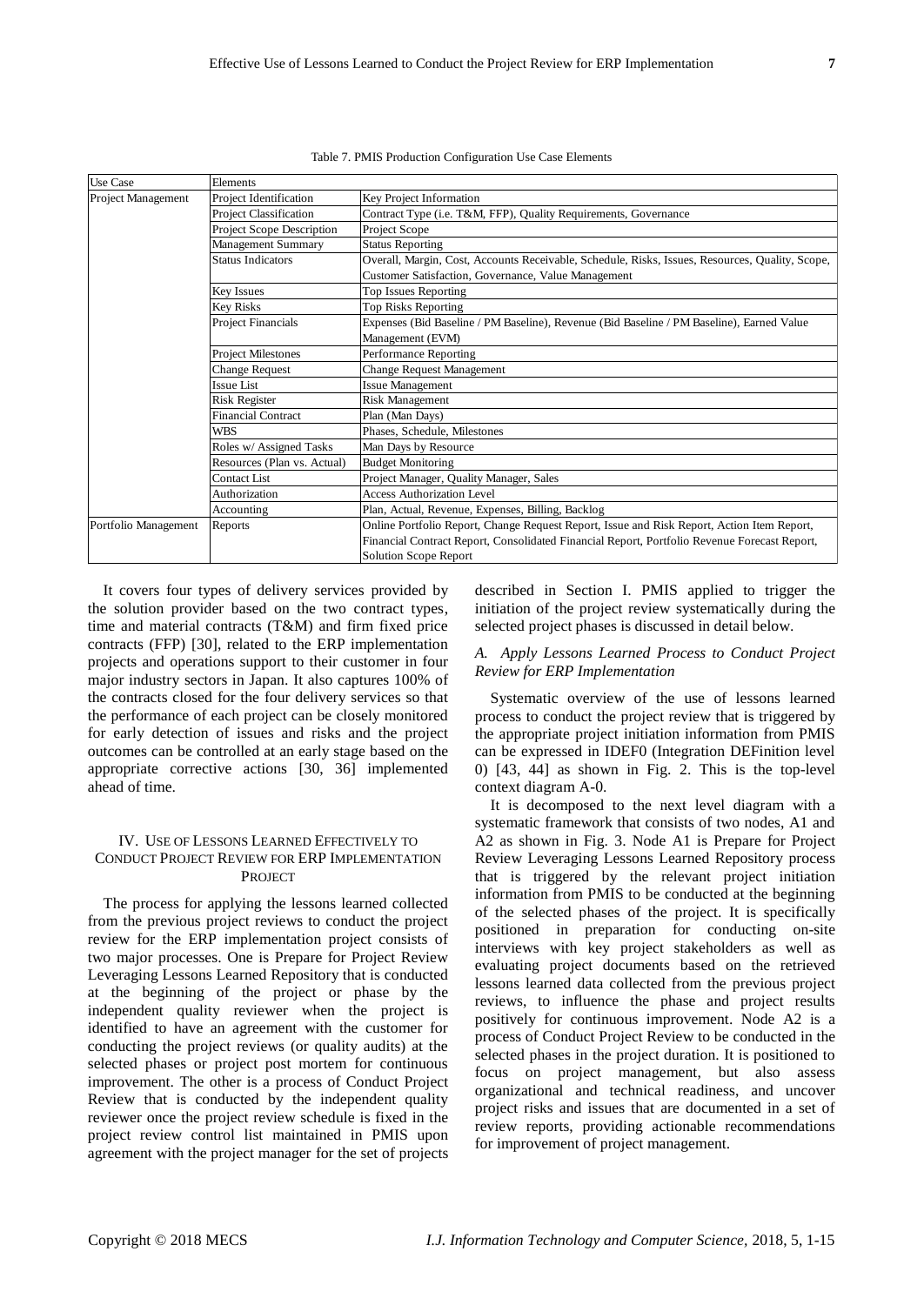Table 7. PMIS Production Configuration Use Case Elements

| Use Case | Elements | |
|---|---|---|
| Project Management | Project Identification | Key Project Information |
| | Project Classification | Contract Type (i.e. T&M, FFP), Quality Requirements, Governance |
| | Project Scope Description | Project Scope |
| | Management Summary | Status Reporting |
| | Status Indicators | Overall, Margin, Cost, Accounts Receivable, Schedule, Risks, Issues, Resources, Quality, Scope, Customer Satisfaction, Governance, Value Management |
| | Key Issues | Top Issues Reporting |
| | Key Risks | Top Risks Reporting |
| | Project Financials | Expenses (Bid Baseline / PM Baseline), Revenue (Bid Baseline / PM Baseline), Earned Value Management (EVM) |
| | Project Milestones | Performance Reporting |
| | Change Request | Change Request Management |
| | Issue List | Issue Management |
| | Risk Register | Risk Management |
| | Financial Contract | Plan (Man Days) |
| | WBS | Phases, Schedule, Milestones |
| | Roles w/ Assigned Tasks | Man Days by Resource |
| | Resources (Plan vs. Actual) | Budget Monitoring |
| | Contact List | Project Manager, Quality Manager, Sales |
| | Authorization | Access Authorization Level |
| | Accounting | Plan, Actual, Revenue, Expenses, Billing, Backlog |
| Portfolio Management | Reports | Online Portfolio Report, Change Request Report, Issue and Risk Report, Action Item Report, Financial Contract Report, Consolidated Financial Report, Portfolio Revenue Forecast Report, Solution Scope Report |

It covers four types of delivery services provided by the solution provider based on the two contract types, time and material contracts (T&M) and firm fixed price contracts (FFP) [30], related to the ERP implementation projects and operations support to their customer in four major industry sectors in Japan. It also captures 100% of the contracts closed for the four delivery services so that the performance of each project can be closely monitored for early detection of issues and risks and the project outcomes can be controlled at an early stage based on the appropriate corrective actions [30, 36] implemented ahead of time.

## IV. Use of Lessons Learned Effectively to Conduct Project Review for ERP Implementation Project

The process for applying the lessons learned collected from the previous project reviews to conduct the project review for the ERP implementation project consists of two major processes. One is Prepare for Project Review Leveraging Lessons Learned Repository that is conducted at the beginning of the project or phase by the independent quality reviewer when the project is identified to have an agreement with the customer for conducting the project reviews (or quality audits) at the selected phases or project post mortem for continuous improvement. The other is a process of Conduct Project Review that is conducted by the independent quality reviewer once the project review schedule is fixed in the project review control list maintained in PMIS upon agreement with the project manager for the set of projects described in Section I. PMIS applied to trigger the initiation of the project review systematically during the selected project phases is discussed in detail below.

### *A. Apply Lessons Learned Process to Conduct Project Review for ERP Implementation*

Systematic overview of the use of lessons learned process to conduct the project review that is triggered by the appropriate project initiation information from PMIS can be expressed in IDEF0 (Integration DEFinition level 0) [43, 44] as shown in Fig. 2. This is the top-level context diagram A-0.

It is decomposed to the next level diagram with a systematic framework that consists of two nodes, A1 and A2 as shown in Fig. 3. Node A1 is Prepare for Project Review Leveraging Lessons Learned Repository process that is triggered by the relevant project initiation information from PMIS to be conducted at the beginning of the selected phases of the project. It is specifically positioned in preparation for conducting on-site interviews with key project stakeholders as well as evaluating project documents based on the retrieved lessons learned data collected from the previous project reviews, to influence the phase and project results positively for continuous improvement. Node A2 is a process of Conduct Project Review to be conducted in the selected phases in the project duration. It is positioned to focus on project management, but also assess organizational and technical readiness, and uncover project risks and issues that are documented in a set of review reports, providing actionable recommendations for improvement of project management.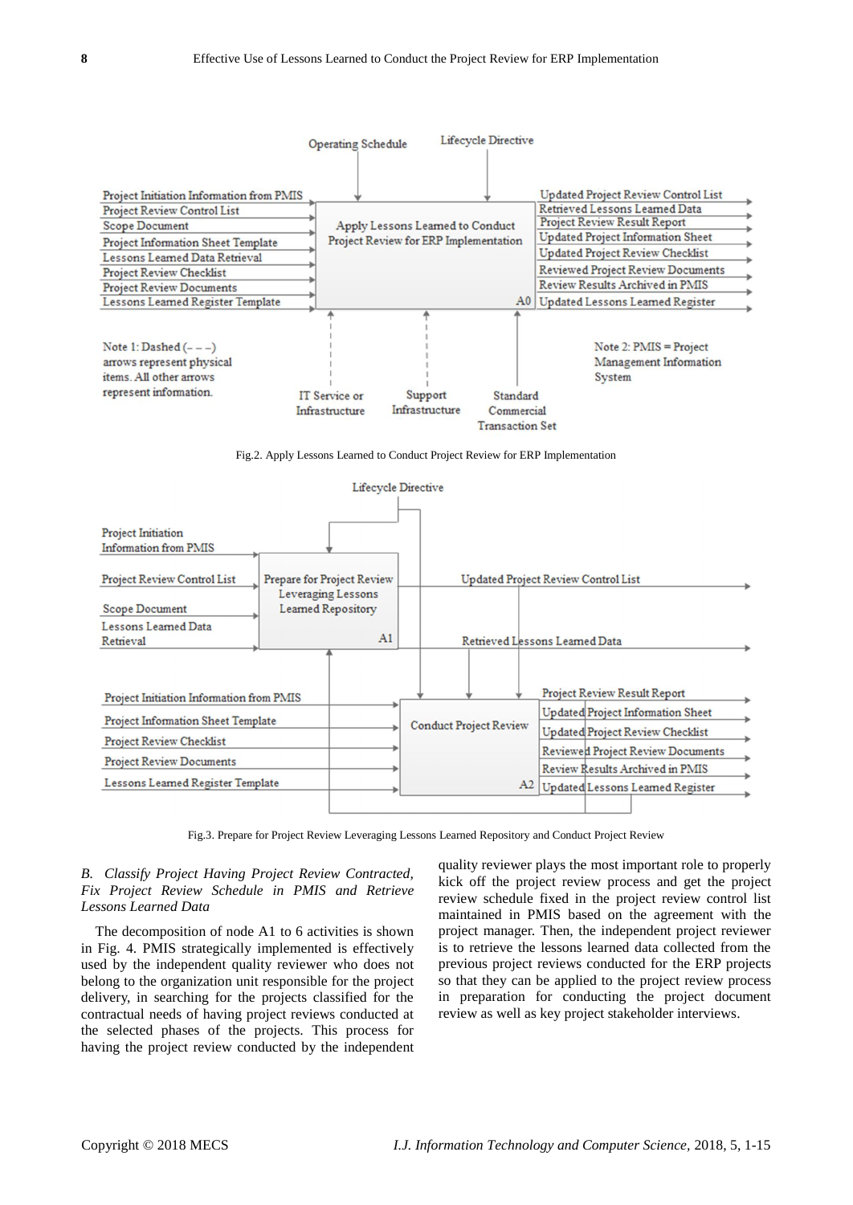Fig.2. Apply Lessons Learned to Conduct Project Review for ERP Implementation

Fig.3. Prepare for Project Review Leveraging Lessons Learned Repository and Conduct Project Review

### *B. Classify Project Having Project Review Contracted, Fix Project Review Schedule in PMIS and Retrieve Lessons Learned Data*

The decomposition of node A1 to 6 activities is shown in Fig. 4. PMIS strategically implemented is effectively used by the independent quality reviewer who does not belong to the organization unit responsible for the project delivery, in searching for the projects classified for the contractual needs of having project reviews conducted at the selected phases of the projects. This process for having the project review conducted by the independent quality reviewer plays the most important role to properly kick off the project review process and get the project review schedule fixed in the project review control list maintained in PMIS based on the agreement with the project manager. Then, the independent project reviewer is to retrieve the lessons learned data collected from the previous project reviews conducted for the ERP projects so that they can be applied to the project review process in preparation for conducting the project document review as well as key project stakeholder interviews.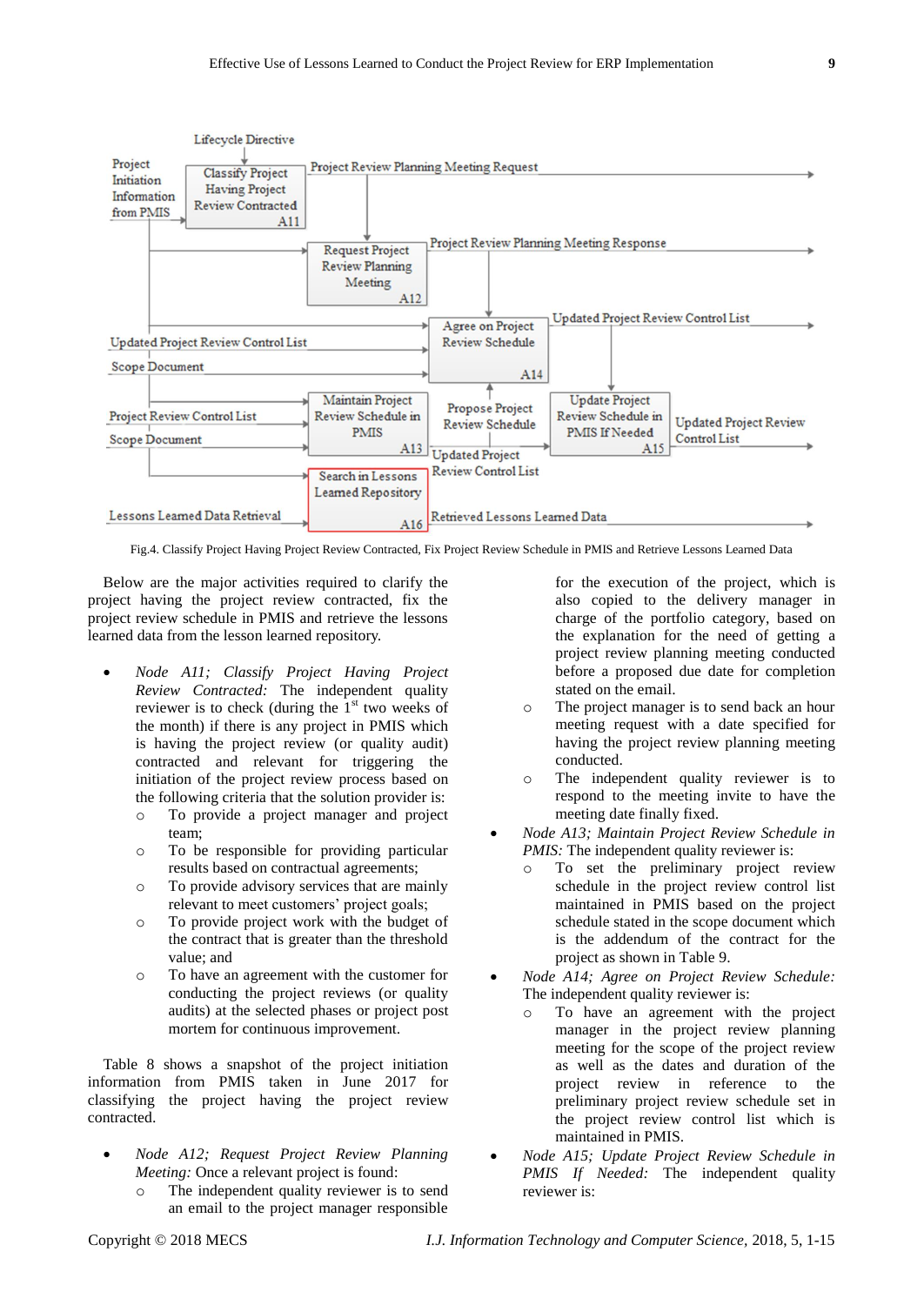Fig.4. Classify Project Having Project Review Contracted, Fix Project Review Schedule in PMIS and Retrieve Lessons Learned Data

Below are the major activities required to clarify the project having the project review contracted, fix the project review schedule in PMIS and retrieve the lessons learned data from the lesson learned repository.

- *Node A11; Classify Project Having Project Review Contracted:* The independent quality reviewer is to check (during the 1st two weeks of the month) if there is any project in PMIS which is having the project review (or quality audit) contracted and relevant for triggering the initiation of the project review process based on the following criteria that the solution provider is:
  - To provide a project manager and project team;
  - To be responsible for providing particular results based on contractual agreements;
  - To provide advisory services that are mainly relevant to meet customers' project goals;
  - To provide project work with the budget of the contract that is greater than the threshold value; and
  - To have an agreement with the customer for conducting the project reviews (or quality audits) at the selected phases or project post mortem for continuous improvement.

Table 8 shows a snapshot of the project initiation information from PMIS taken in June 2017 for classifying the project having the project review contracted.

- *Node A12; Request Project Review Planning Meeting:* Once a relevant project is found:
  - The independent quality reviewer is to send an email to the project manager responsible for the execution of the project, which is also copied to the delivery manager in charge of the portfolio category, based on the explanation for the need of getting a project review planning meeting conducted before a proposed due date for completion stated on the email.
  - The project manager is to send back an hour meeting request with a date specified for having the project review planning meeting conducted.
  - The independent quality reviewer is to respond to the meeting invite to have the meeting date finally fixed.
- *Node A13; Maintain Project Review Schedule in PMIS:* The independent quality reviewer is:
  - To set the preliminary project review schedule in the project review control list maintained in PMIS based on the project schedule stated in the scope document which is the addendum of the contract for the project as shown in Table 9.
- *Node A14; Agree on Project Review Schedule:* The independent quality reviewer is:
  - To have an agreement with the project manager in the project review planning meeting for the scope of the project review as well as the dates and duration of the project review in reference to the preliminary project review schedule set in the project review control list which is maintained in PMIS.
- *Node A15; Update Project Review Schedule in PMIS If Needed:* The independent quality reviewer is: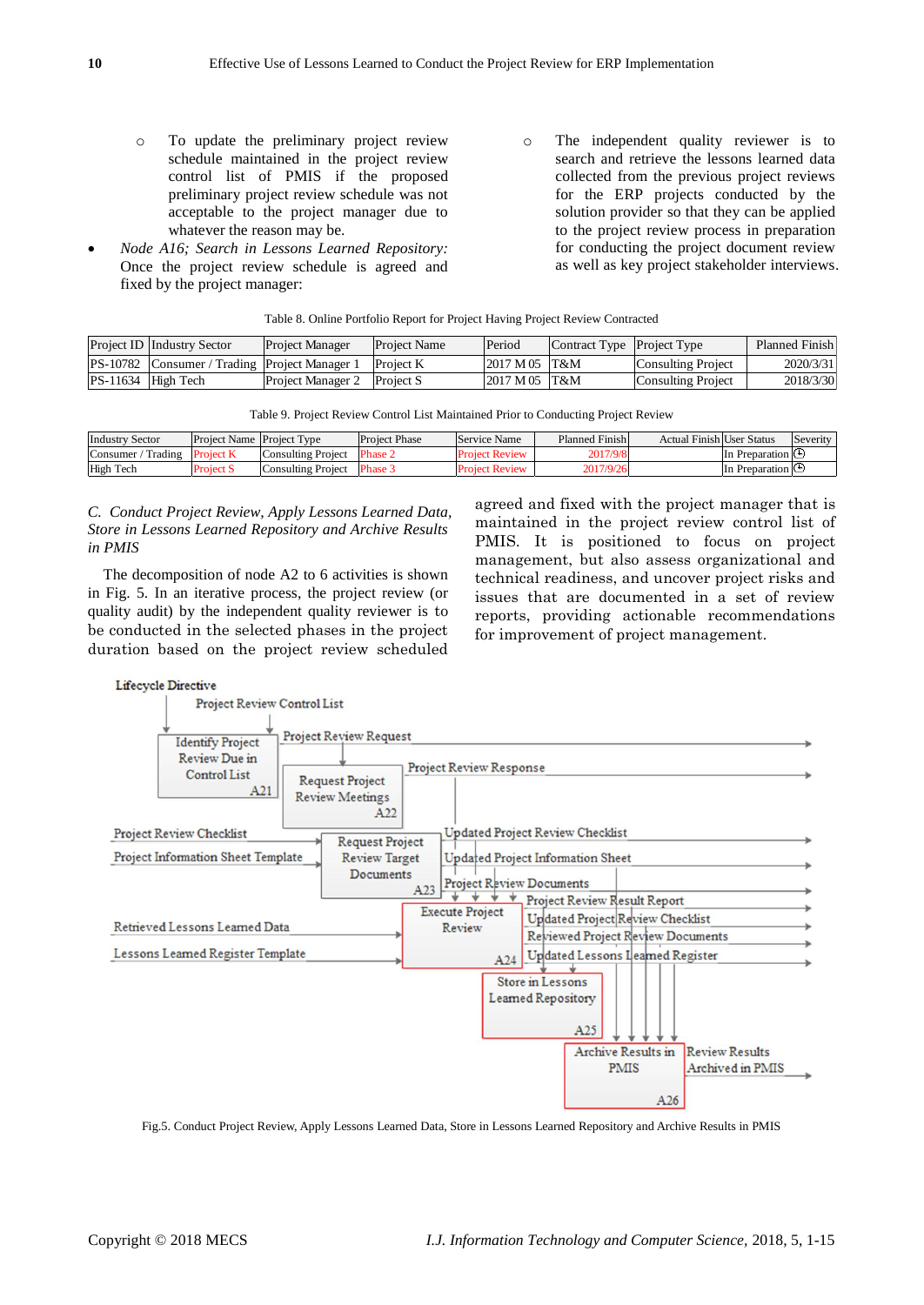- ○ To update the preliminary project review schedule maintained in the project review control list of PMIS if the proposed preliminary project review schedule was not acceptable to the project manager due to whatever the reason may be.
- *Node A16; Search in Lessons Learned Repository:* Once the project review schedule is agreed and fixed by the project manager:
  - ○ The independent quality reviewer is to search and retrieve the lessons learned data collected from the previous project reviews for the ERP projects conducted by the solution provider so that they can be applied to the project review process in preparation for conducting the project document review as well as key project stakeholder interviews.

Table 8. Online Portfolio Report for Project Having Project Review Contracted

| Project ID | Industry Sector | Project Manager | Project Name | Period | Contract Type | Project Type | Planned Finish |
|---|---|---|---|---|---|---|---|
| PS-10782 | Consumer / Trading | Project Manager 1 | Project K | 2017 M 05 | T&M | Consulting Project | 2020/3/31 |
| PS-11634 | High Tech | Project Manager 2 | Project S | 2017 M 05 | T&M | Consulting Project | 2018/3/30 |

Table 9. Project Review Control List Maintained Prior to Conducting Project Review

| Industry Sector | Project Name | Project Type | Project Phase | Service Name | Planned Finish | Actual Finish | User Status | Severity |
|---|---|---|---|---|---|---|---|---|
| Consumer / Trading | Project K | Consulting Project | Phase 2 | Project Review | 2017/9/8 | | In Preparation | |
| High Tech | Project S | Consulting Project | Phase 3 | Project Review | 2017/9/26 | | In Preparation | |

### *C. Conduct Project Review, Apply Lessons Learned Data, Store in Lessons Learned Repository and Archive Results in PMIS*

The decomposition of node A2 to 6 activities is shown in Fig. 5. In an iterative process, the project review (or quality audit) by the independent quality reviewer is to be conducted in the selected phases in the project duration based on the project review scheduled agreed and fixed with the project manager that is maintained in the project review control list of PMIS. It is positioned to focus on project management, but also assess organizational and technical readiness, and uncover project risks and issues that are documented in a set of review reports, providing actionable recommendations for improvement of project management.

Fig.5. Conduct Project Review, Apply Lessons Learned Data, Store in Lessons Learned Repository and Archive Results in PMIS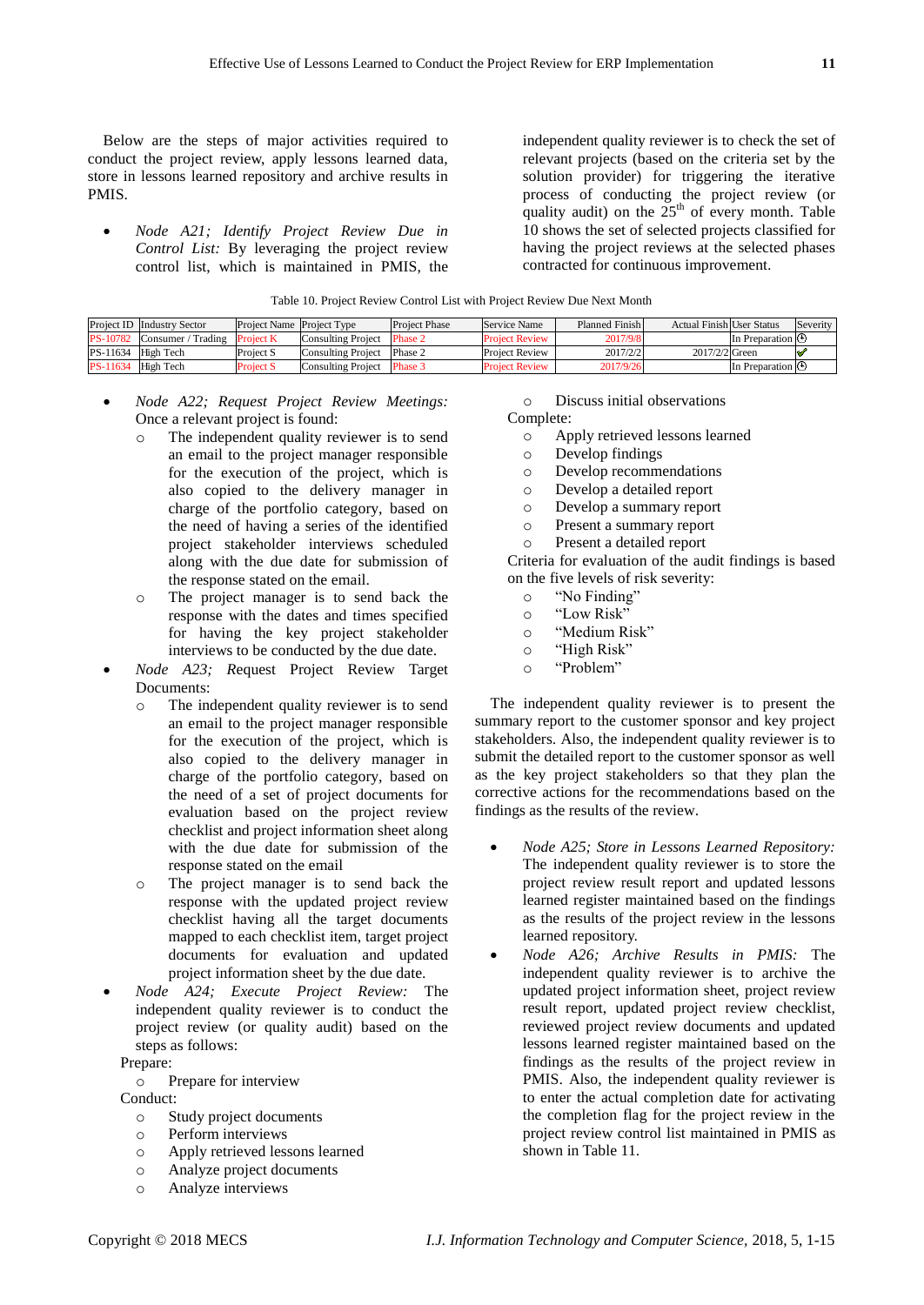Below are the steps of major activities required to conduct the project review, apply lessons learned data, store in lessons learned repository and archive results in PMIS.

- *Node A21; Identify Project Review Due in Control List:* By leveraging the project review control list, which is maintained in PMIS, the independent quality reviewer is to check the set of relevant projects (based on the criteria set by the solution provider) for triggering the iterative process of conducting the project review (or quality audit) on the $25^{th}$ of every month. Table 10 shows the set of selected projects classified for having the project reviews at the selected phases contracted for continuous improvement.

Table 10. Project Review Control List with Project Review Due Next Month

| Project ID | Industry Sector | Project Name | Project Type | Project Phase | Service Name | Planned Finish | Actual Finish | User Status | Severity |
|---|---|---|---|---|---|---|---|---|---|
| PS-10782 | Consumer / Trading | Project K | Consulting Project | Phase 2 | Project Review | 2017/9/8 | | In Preparation | ◷ |
| PS-11634 | High Tech | Project S | Consulting Project | Phase 2 | Project Review | 2017/2/2 | 2017/2/2 | Green | ✔ |
| PS-11634 | High Tech | Project S | Consulting Project | Phase 3 | Project Review | 2017/9/26 | | In Preparation | ◷ |

- *Node A22; Request Project Review Meetings:* Once a relevant project is found:
  - The independent quality reviewer is to send an email to the project manager responsible for the execution of the project, which is also copied to the delivery manager in charge of the portfolio category, based on the need of having a series of the identified project stakeholder interviews scheduled along with the due date for submission of the response stated on the email.
  - The project manager is to send back the response with the dates and times specified for having the key project stakeholder interviews to be conducted by the due date.
- *Node A23; R*equest Project Review Target Documents:
  - The independent quality reviewer is to send an email to the project manager responsible for the execution of the project, which is also copied to the delivery manager in charge of the portfolio category, based on the need of a set of project documents for evaluation based on the project review checklist and project information sheet along with the due date for submission of the response stated on the email
  - The project manager is to send back the response with the updated project review checklist having all the target documents mapped to each checklist item, target project documents for evaluation and updated project information sheet by the due date.
- *Node A24; Execute Project Review:* The independent quality reviewer is to conduct the project review (or quality audit) based on the steps as follows:

  Prepare:
  - Prepare for interview

  Conduct:
  - Study project documents
  - Perform interviews
  - Apply retrieved lessons learned
  - Analyze project documents
  - Analyze interviews
  - Discuss initial observations

  Complete:
  - Apply retrieved lessons learned
  - Develop findings
  - Develop recommendations
  - Develop a detailed report
  - Develop a summary report
  - Present a summary report
  - Present a detailed report

  Criteria for evaluation of the audit findings is based on the five levels of risk severity:
  - "No Finding"
  - "Low Risk"
  - "Medium Risk"
  - "High Risk"
  - "Problem"

The independent quality reviewer is to present the summary report to the customer sponsor and key project stakeholders. Also, the independent quality reviewer is to submit the detailed report to the customer sponsor as well as the key project stakeholders so that they plan the corrective actions for the recommendations based on the findings as the results of the review.

- *Node A25; Store in Lessons Learned Repository:* The independent quality reviewer is to store the project review result report and updated lessons learned register maintained based on the findings as the results of the project review in the lessons learned repository.
- *Node A26; Archive Results in PMIS:* The independent quality reviewer is to archive the updated project information sheet, project review result report, updated project review checklist, reviewed project review documents and updated lessons learned register maintained based on the findings as the results of the project review in PMIS. Also, the independent quality reviewer is to enter the actual completion date for activating the completion flag for the project review in the project review control list maintained in PMIS as shown in Table 11.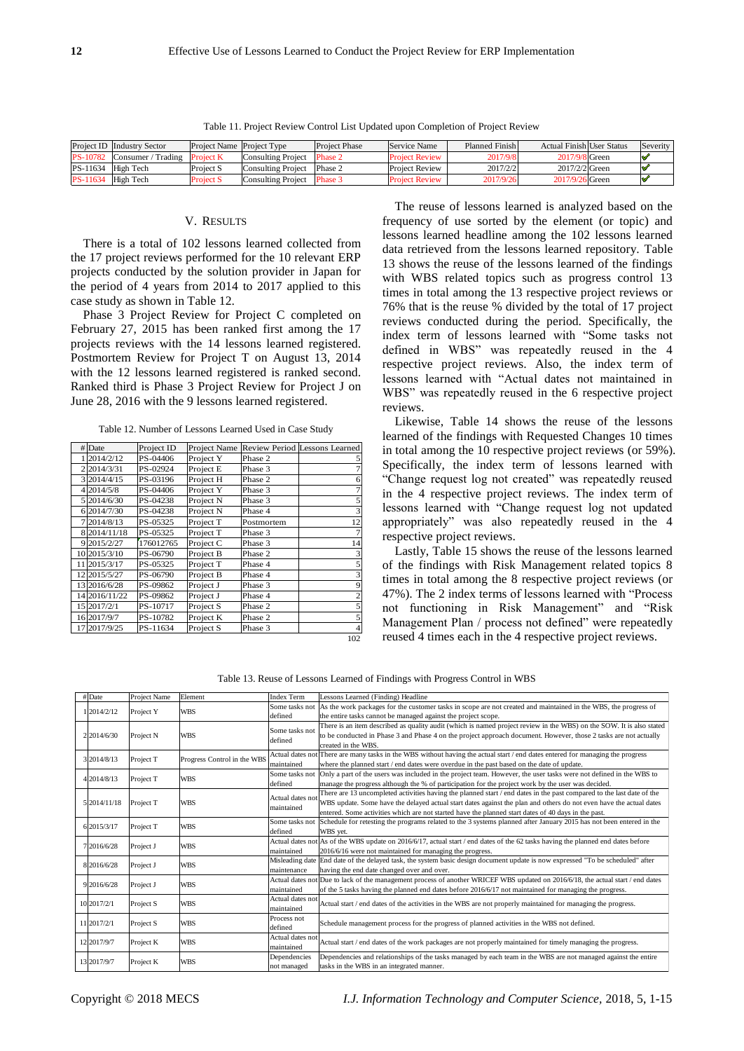Table 11. Project Review Control List Updated upon Completion of Project Review

| Project ID | Industry Sector | Project Name | Project Type | Project Phase | Service Name | Planned Finish | Actual Finish | User Status | Severity |
|---|---|---|---|---|---|---|---|---|---|
| PS-10782 | Consumer / Trading | Project K | Consulting Project | Phase 2 | Project Review | 2017/9/8 | 2017/9/8 | Green | ✔ |
| PS-11634 | High Tech | Project S | Consulting Project | Phase 2 | Project Review | 2017/2/2 | 2017/2/2 | Green | ✔ |
| PS-11634 | High Tech | Project S | Consulting Project | Phase 3 | Project Review | 2017/9/26 | 2017/9/26 | Green | ✔ |

## V. RESULTS

There is a total of 102 lessons learned collected from the 17 project reviews performed for the 10 relevant ERP projects conducted by the solution provider in Japan for the period of 4 years from 2014 to 2017 applied to this case study as shown in Table 12.

Phase 3 Project Review for Project C completed on February 27, 2015 has been ranked first among the 17 projects reviews with the 14 lessons learned registered. Postmortem Review for Project T on August 13, 2014 with the 12 lessons learned registered is ranked second. Ranked third is Phase 3 Project Review for Project J on June 28, 2016 with the 9 lessons learned registered.

Table 12. Number of Lessons Learned Used in Case Study

| # | Date | Project ID | Project Name | Review Period | Lessons Learned |
|---|---|---|---|---|---|
| 1 | 2014/2/12 | PS-04406 | Project Y | Phase 2 | 5 |
| 2 | 2014/3/31 | PS-02924 | Project E | Phase 3 | 7 |
| 3 | 2014/4/15 | PS-03196 | Project H | Phase 2 | 6 |
| 4 | 2014/5/8 | PS-04406 | Project Y | Phase 3 | 7 |
| 5 | 2014/6/30 | PS-04238 | Project N | Phase 3 | 5 |
| 6 | 2014/7/30 | PS-04238 | Project N | Phase 4 | 3 |
| 7 | 2014/8/13 | PS-05325 | Project T | Postmortem | 12 |
| 8 | 2014/11/18 | PS-05325 | Project T | Phase 3 | 7 |
| 9 | 2015/2/27 | 176012765 | Project C | Phase 3 | 14 |
| 10 | 2015/3/10 | PS-06790 | Project B | Phase 2 | 3 |
| 11 | 2015/3/17 | PS-05325 | Project T | Phase 4 | 5 |
| 12 | 2015/5/27 | PS-06790 | Project B | Phase 4 | 3 |
| 13 | 2016/6/28 | PS-09862 | Project J | Phase 3 | 9 |
| 14 | 2016/11/22 | PS-09862 | Project J | Phase 4 | 2 |
| 15 | 2017/2/1 | PS-10717 | Project S | Phase 2 | 5 |
| 16 | 2017/9/7 | PS-10782 | Project K | Phase 2 | 5 |
| 17 | 2017/9/25 | PS-11634 | Project S | Phase 3 | 4 |
| | | | | | 102 |

The reuse of lessons learned is analyzed based on the frequency of use sorted by the element (or topic) and lessons learned headline among the 102 lessons learned data retrieved from the lessons learned repository. Table 13 shows the reuse of the lessons learned of the findings with WBS related topics such as progress control 13 times in total among the 13 respective project reviews or 76% that is the reuse % divided by the total of 17 project reviews conducted during the period. Specifically, the index term of lessons learned with "Some tasks not defined in WBS" was repeatedly reused in the 4 respective project reviews. Also, the index term of lessons learned with "Actual dates not maintained in WBS" was repeatedly reused in the 6 respective project reviews.

Likewise, Table 14 shows the reuse of the lessons learned of the findings with Requested Changes 10 times in total among the 10 respective project reviews (or 59%). Specifically, the index term of lessons learned with "Change request log not created" was repeatedly reused in the 4 respective project reviews. The index term of lessons learned with "Change request log not updated appropriately" was also repeatedly reused in the 4 respective project reviews.

Lastly, Table 15 shows the reuse of the lessons learned of the findings with Risk Management related topics 8 times in total among the 8 respective project reviews (or 47%). The 2 index terms of lessons learned with "Process not functioning in Risk Management" and "Risk Management Plan / process not defined" were repeatedly reused 4 times each in the 4 respective project reviews.

Table 13. Reuse of Lessons Learned of Findings with Progress Control in WBS

| # | Date | Project Name | Element | Index Term | Lessons Learned (Finding) Headline |
|---|---|---|---|---|---|
| 1 | 2014/2/12 | Project Y | WBS | Some tasks not defined | As the work packages for the customer tasks in scope are not created and maintained in the WBS, the progress of the entire tasks cannot be managed against the project scope. |
| 2 | 2014/6/30 | Project N | WBS | Some tasks not defined | There is an item described as quality audit (which is named project review in the WBS) on the SOW. It is also stated to be conducted in Phase 3 and Phase 4 on the project approach document. However, those 2 tasks are not actually created in the WBS. |
| 3 | 2014/8/13 | Project T | Progress Control in the WBS | Actual dates not maintained | There are many tasks in the WBS without having the actual start / end dates entered for managing the progress where the planned start / end dates were overdue in the past based on the date of update. |
| 4 | 2014/8/13 | Project T | WBS | Some tasks not defined | Only a part of the users was included in the project team. However, the user tasks were not defined in the WBS to manage the progress although the % of participation for the project work by the user was decided. |
| 5 | 2014/11/18 | Project T | WBS | Actual dates not maintained | There are 13 uncompleted activities having the planned start / end dates in the past compared to the last date of the WBS update. Some have the delayed actual start dates against the plan and others do not even have the actual dates entered. Some activities which are not started have the planned start dates of 40 days in the past. |
| 6 | 2015/3/17 | Project T | WBS | Some tasks not defined | Schedule for retesting the programs related to the 3 systems planned after January 2015 has not been entered in the WBS yet. |
| 7 | 2016/6/28 | Project J | WBS | Actual dates not maintained | As of the WBS update on 2016/6/17, actual start / end dates of the 62 tasks having the planned end dates before 2016/6/16 were not maintained for managing the progress. |
| 8 | 2016/6/28 | Project J | WBS | Misleading date maintenance | End date of the delayed task, the system basic design document update is now expressed "To be scheduled" after having the end date changed over and over. |
| 9 | 2016/6/28 | Project J | WBS | Actual dates not maintained | Due to lack of the management process of another WRICEF WBS updated on 2016/6/18, the actual start / end dates of the 5 tasks having the planned end dates before 2016/6/17 not maintained for managing the progress. |
| 10 | 2017/2/1 | Project S | WBS | Actual dates not maintained | Actual start / end dates of the activities in the WBS are not properly maintained for managing the progress. |
| 11 | 2017/2/1 | Project S | WBS | Process not defined | Schedule management process for the progress of planned activities in the WBS not defined. |
| 12 | 2017/9/7 | Project K | WBS | Actual dates not maintained | Actual start / end dates of the work packages are not properly maintained for timely managing the progress. |
| 13 | 2017/9/7 | Project K | WBS | Dependencies not managed | Dependencies and relationships of the tasks managed by each team in the WBS are not managed against the entire tasks in the WBS in an integrated manner. |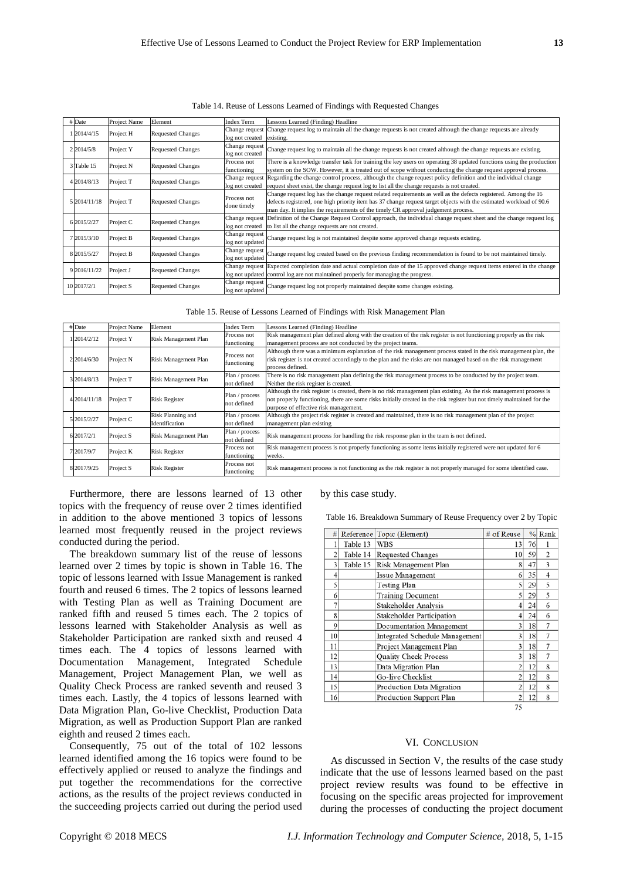Table 14. Reuse of Lessons Learned of Findings with Requested Changes

| # | Date | Project Name | Element | Index Term | Lessons Learned (Finding) Headline |
|---|---|---|---|---|---|
| 1 | 2014/4/15 | Project H | Requested Changes | Change request log not created | Change request log to maintain all the change requests is not created although the change requests are already existing. |
| 2 | 2014/5/8 | Project Y | Requested Changes | Change request log not created | Change request log to maintain all the change requests is not created although the change requests are existing. |
| 3 | Table 15 | Project N | Requested Changes | Process not functioning | There is a knowledge transfer task for training the key users on operating 38 updated functions using the production system on the SOW. However, it is treated out of scope without conducting the change request approval process. |
| 4 | 2014/8/13 | Project T | Requested Changes | Change request log not created | Regarding the change control process, although the change request policy definition and the individual change request sheet exist, the change request log to list all the change requests is not created. |
| 5 | 2014/11/18 | Project T | Requested Changes | Process not done timely | Change request log has the change request related requirements as well as the defects registered. Among the 16 defects registered, one high priority item has 37 change request target objects with the estimated workload of 90.6 man day. It implies the requirements of the timely CR approval judgement process. |
| 6 | 2015/2/27 | Project C | Requested Changes | Change request log not created | Definition of the Change Request Control approach, the individual change request sheet and the change request log to list all the change requests are not created. |
| 7 | 2015/3/10 | Project B | Requested Changes | Change request log not updated | Change request log is not maintained despite some approved change requests existing. |
| 8 | 2015/5/27 | Project B | Requested Changes | Change request log not updated | Change request log created based on the previous finding recommendation is found to be not maintained timely. |
| 9 | 2016/11/22 | Project J | Requested Changes | Change request log not updated | Expected completion date and actual completion date of the 15 approved change request items entered in the change control log are not maintained properly for managing the progress. |
| 10 | 2017/2/1 | Project S | Requested Changes | Change request log not updated | Change request log not properly maintained despite some changes existing. |

Table 15. Reuse of Lessons Learned of Findings with Risk Management Plan

| # | Date | Project Name | Element | Index Term | Lessons Learned (Finding) Headline |
|---|---|---|---|---|---|
| 1 | 2014/2/12 | Project Y | Risk Management Plan | Process not functioning | Risk management plan defined along with the creation of the risk register is not functioning properly as the risk management process are not conducted by the project teams. |
| 2 | 2014/6/30 | Project N | Risk Management Plan | Process not functioning | Although there was a minimum explanation of the risk management process stated in the risk management plan, the risk register is not created accordingly to the plan and the risks are not managed based on the risk management process defined. |
| 3 | 2014/8/13 | Project T | Risk Management Plan | Plan / process not defined | There is no risk management plan defining the risk management process to be conducted by the project team. Neither the risk register is created. |
| 4 | 2014/11/18 | Project T | Risk Register | Plan / process not defined | Although the risk register is created, there is no risk management plan existing. As the risk management process is not properly functioning, there are some risks initially created in the risk register but not timely maintained for the purpose of effective risk management. |
| 5 | 2015/2/27 | Project C | Risk Planning and Identification | Plan / process not defined | Although the project risk register is created and maintained, there is no risk management plan of the project management plan existing |
| 6 | 2017/2/1 | Project S | Risk Management Plan | Plan / process not defined | Risk management process for handling the risk response plan in the team is not defined. |
| 7 | 2017/9/7 | Project K | Risk Register | Process not functioning | Risk management process is not properly functioning as some items initially registered were not updated for 6 weeks. |
| 8 | 2017/9/25 | Project S | Risk Register | Process not functioning | Risk management process is not functioning as the risk register is not properly managed for some identified case. |

Furthermore, there are lessons learned of 13 other topics with the frequency of reuse over 2 times identified in addition to the above mentioned 3 topics of lessons learned most frequently reused in the project reviews conducted during the period.

The breakdown summary list of the reuse of lessons learned over 2 times by topic is shown in Table 16. The topic of lessons learned with Issue Management is ranked fourth and reused 6 times. The 2 topics of lessons learned with Testing Plan as well as Training Document are ranked fifth and reused 5 times each. The 2 topics of lessons learned with Stakeholder Analysis as well as Stakeholder Participation are ranked sixth and reused 4 times each. The 4 topics of lessons learned with Documentation Management, Integrated Schedule Management, Project Management Plan, we well as Quality Check Process are ranked seventh and reused 3 times each. Lastly, the 4 topics of lessons learned with Data Migration Plan, Go-live Checklist, Production Data Migration, as well as Production Support Plan are ranked eighth and reused 2 times each.

Consequently, 75 out of the total of 102 lessons learned identified among the 16 topics were found to be effectively applied or reused to analyze the findings and put together the recommendations for the corrective actions, as the results of the project reviews conducted in the succeeding projects carried out during the period used by this case study.

Table 16. Breakdown Summary of Reuse Frequency over 2 by Topic

| # | Reference | Topic (Element) | # of Reuse | % | Rank |
|---|---|---|---|---|---|
| 1 | Table 13 | WBS | 13 | 76 | 1 |
| 2 | Table 14 | Requested Changes | 10 | 59 | 2 |
| 3 | Table 15 | Risk Management Plan | 8 | 47 | 3 |
| 4 | | Issue Management | 6 | 35 | 4 |
| 5 | | Testing Plan | 5 | 29 | 5 |
| 6 | | Training Document | 5 | 29 | 5 |
| 7 | | Stakeholder Analysis | 4 | 24 | 6 |
| 8 | | Stakeholder Participation | 4 | 24 | 6 |
| 9 | | Documentation Management | 3 | 18 | 7 |
| 10 | | Integrated Schedule Management | 3 | 18 | 7 |
| 11 | | Project Management Plan | 3 | 18 | 7 |
| 12 | | Quality Check Process | 3 | 18 | 7 |
| 13 | | Data Migration Plan | 2 | 12 | 8 |
| 14 | | Go-live Checklist | 2 | 12 | 8 |
| 15 | | Production Data Migration | 2 | 12 | 8 |
| 16 | | Production Support Plan | 2 | 12 | 8 |
| | | | 75 | | |

## VI. Conclusion

As discussed in Section V, the results of the case study indicate that the use of lessons learned based on the past project review results was found to be effective in focusing on the specific areas projected for improvement during the processes of conducting the project document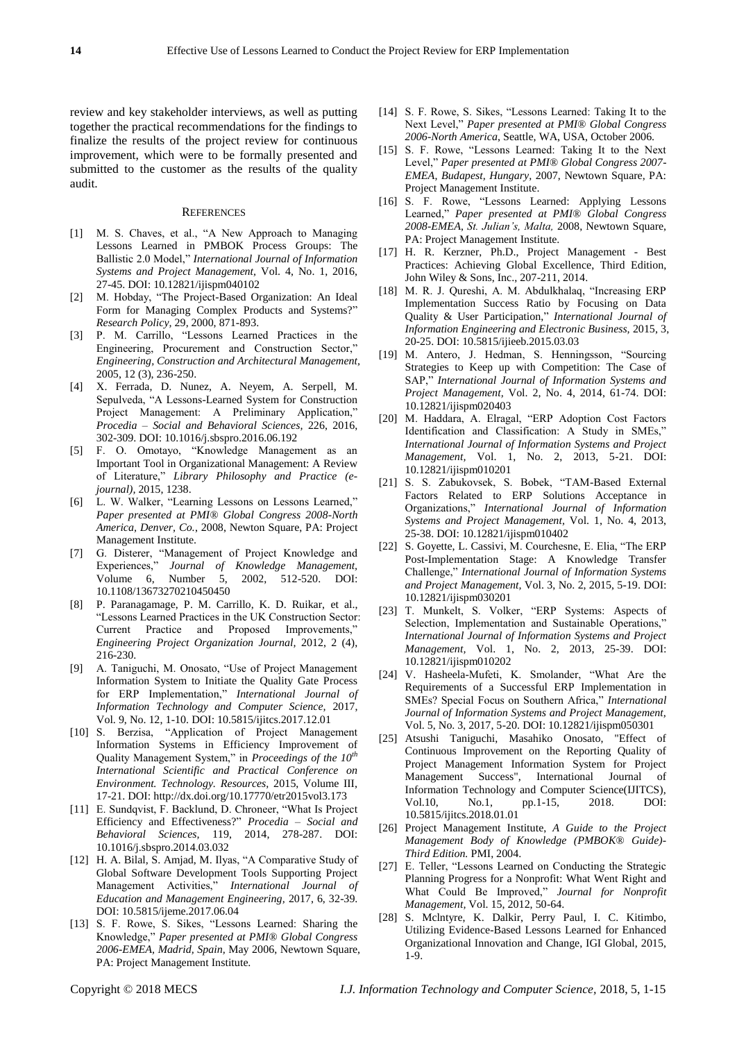review and key stakeholder interviews, as well as putting together the practical recommendations for the findings to finalize the results of the project review for continuous improvement, which were to be formally presented and submitted to the customer as the results of the quality audit.

## REFERENCES

[1] M. S. Chaves, et al., "A New Approach to Managing Lessons Learned in PMBOK Process Groups: The Ballistic 2.0 Model," *International Journal of Information Systems and Project Management*, Vol. 4, No. 1, 2016, 27-45. DOI: 10.12821/ijispm040102

[2] M. Hobday, "The Project-Based Organization: An Ideal Form for Managing Complex Products and Systems?" *Research Policy*, 29, 2000, 871-893.

[3] P. M. Carrillo, "Lessons Learned Practices in the Engineering, Procurement and Construction Sector," *Engineering, Construction and Architectural Management*, 2005, 12 (3), 236-250.

[4] X. Ferrada, D. Nunez, A. Neyem, A. Serpell, M. Sepulveda, "A Lessons-Learned System for Construction Project Management: A Preliminary Application," *Procedia – Social and Behavioral Sciences*, 226, 2016, 302-309. DOI: 10.1016/j.sbspro.2016.06.192

[5] F. O. Omotayo, "Knowledge Management as an Important Tool in Organizational Management: A Review of Literature," *Library Philosophy and Practice (e-journal)*, 2015, 1238.

[6] L. W. Walker, "Learning Lessons on Lessons Learned," *Paper presented at PMI® Global Congress 2008-North America, Denver, Co.*, 2008, Newton Square, PA: Project Management Institute.

[7] G. Disterer, "Management of Project Knowledge and Experiences," *Journal of Knowledge Management*, Volume 6, Number 5, 2002, 512-520. DOI: 10.1108/13673270210450450

[8] P. Paranagamage, P. M. Carrillo, K. D. Ruikar, et al., "Lessons Learned Practices in the UK Construction Sector: Current Practice and Proposed Improvements," *Engineering Project Organization Journal*, 2012, 2 (4), 216-230.

[9] A. Taniguchi, M. Onosato, "Use of Project Management Information System to Initiate the Quality Gate Process for ERP Implementation," *International Journal of Information Technology and Computer Science*, 2017, Vol. 9, No. 12, 1-10. DOI: 10.5815/ijitcs.2017.12.01

[10] S. Berzisa, "Application of Project Management Information Systems in Efficiency Improvement of Quality Management System," in *Proceedings of the 10th International Scientific and Practical Conference on Environment. Technology. Resources*, 2015, Volume III, 17-21. DOI: http://dx.doi.org/10.17770/etr2015vol3.173

[11] E. Sundqvist, F. Backlund, D. Chroneer, "What Is Project Efficiency and Effectiveness?" *Procedia – Social and Behavioral Sciences*, 119, 2014, 278-287. DOI: 10.1016/j.sbspro.2014.03.032

[12] H. A. Bilal, S. Amjad, M. Ilyas, "A Comparative Study of Global Software Development Tools Supporting Project Management Activities," *International Journal of Education and Management Engineering*, 2017, 6, 32-39. DOI: 10.5815/ijeme.2017.06.04

[13] S. F. Rowe, S. Sikes, "Lessons Learned: Sharing the Knowledge," *Paper presented at PMI® Global Congress 2006-EMEA, Madrid, Spain*, May 2006, Newtown Square, PA: Project Management Institute.

[14] S. F. Rowe, S. Sikes, "Lessons Learned: Taking It to the Next Level," *Paper presented at PMI® Global Congress 2006-North America*, Seattle, WA, USA, October 2006.

[15] S. F. Rowe, "Lessons Learned: Taking It to the Next Level," *Paper presented at PMI® Global Congress 2007-EMEA, Budapest, Hungary*, 2007, Newtown Square, PA: Project Management Institute.

[16] S. F. Rowe, "Lessons Learned: Applying Lessons Learned," *Paper presented at PMI® Global Congress 2008-EMEA, St. Julian's, Malta*, 2008, Newtown Square, PA: Project Management Institute.

[17] H. R. Kerzner, Ph.D., Project Management - Best Practices: Achieving Global Excellence, Third Edition, John Wiley & Sons, Inc., 207-211, 2014.

[18] M. R. J. Qureshi, A. M. Abdulkhalaq, "Increasing ERP Implementation Success Ratio by Focusing on Data Quality & User Participation," *International Journal of Information Engineering and Electronic Business*, 2015, 3, 20-25. DOI: 10.5815/ijieeb.2015.03.03

[19] M. Antero, J. Hedman, S. Henningsson, "Sourcing Strategies to Keep up with Competition: The Case of SAP," *International Journal of Information Systems and Project Management*, Vol. 2, No. 4, 2014, 61-74. DOI: 10.12821/ijispm020403

[20] M. Haddara, A. Elragal, "ERP Adoption Cost Factors Identification and Classification: A Study in SMEs," *International Journal of Information Systems and Project Management*, Vol. 1, No. 2, 2013, 5-21. DOI: 10.12821/ijispm010201

[21] S. S. Zabukovsek, S. Bobek, "TAM-Based External Factors Related to ERP Solutions Acceptance in Organizations," *International Journal of Information Systems and Project Management*, Vol. 1, No. 4, 2013, 25-38. DOI: 10.12821/ijispm010402

[22] S. Goyette, L. Cassivi, M. Courchesne, E. Elia, "The ERP Post-Implementation Stage: A Knowledge Transfer Challenge," *International Journal of Information Systems and Project Management*, Vol. 3, No. 2, 2015, 5-19. DOI: 10.12821/ijispm030201

[23] T. Munkelt, S. Volker, "ERP Systems: Aspects of Selection, Implementation and Sustainable Operations," *International Journal of Information Systems and Project Management*, Vol. 1, No. 2, 2013, 25-39. DOI: 10.12821/ijispm010202

[24] V. Hasheela-Mufeti, K. Smolander, "What Are the Requirements of a Successful ERP Implementation in SMEs? Special Focus on Southern Africa," *International Journal of Information Systems and Project Management*, Vol. 5, No. 3, 2017, 5-20. DOI: 10.12821/ijispm050301

[25] Atsushi Taniguchi, Masahiko Onosato, "Effect of Continuous Improvement on the Reporting Quality of Project Management Information System for Project Management Success", International Journal of Information Technology and Computer Science(IJITCS), Vol.10, No.1, pp.1-15, 2018. DOI: 10.5815/ijitcs.2018.01.01

[26] Project Management Institute, *A Guide to the Project Management Body of Knowledge (PMBOK® Guide)-Third Edition.* PMI, 2004.

[27] E. Teller, "Lessons Learned on Conducting the Strategic Planning Progress for a Nonprofit: What Went Right and What Could Be Improved," *Journal for Nonprofit Management*, Vol. 15, 2012, 50-64.

[28] S. Mclntyre, K. Dalkir, Perry Paul, I. C. Kitimbo, Utilizing Evidence-Based Lessons Learned for Enhanced Organizational Innovation and Change, IGI Global, 2015, 1-9.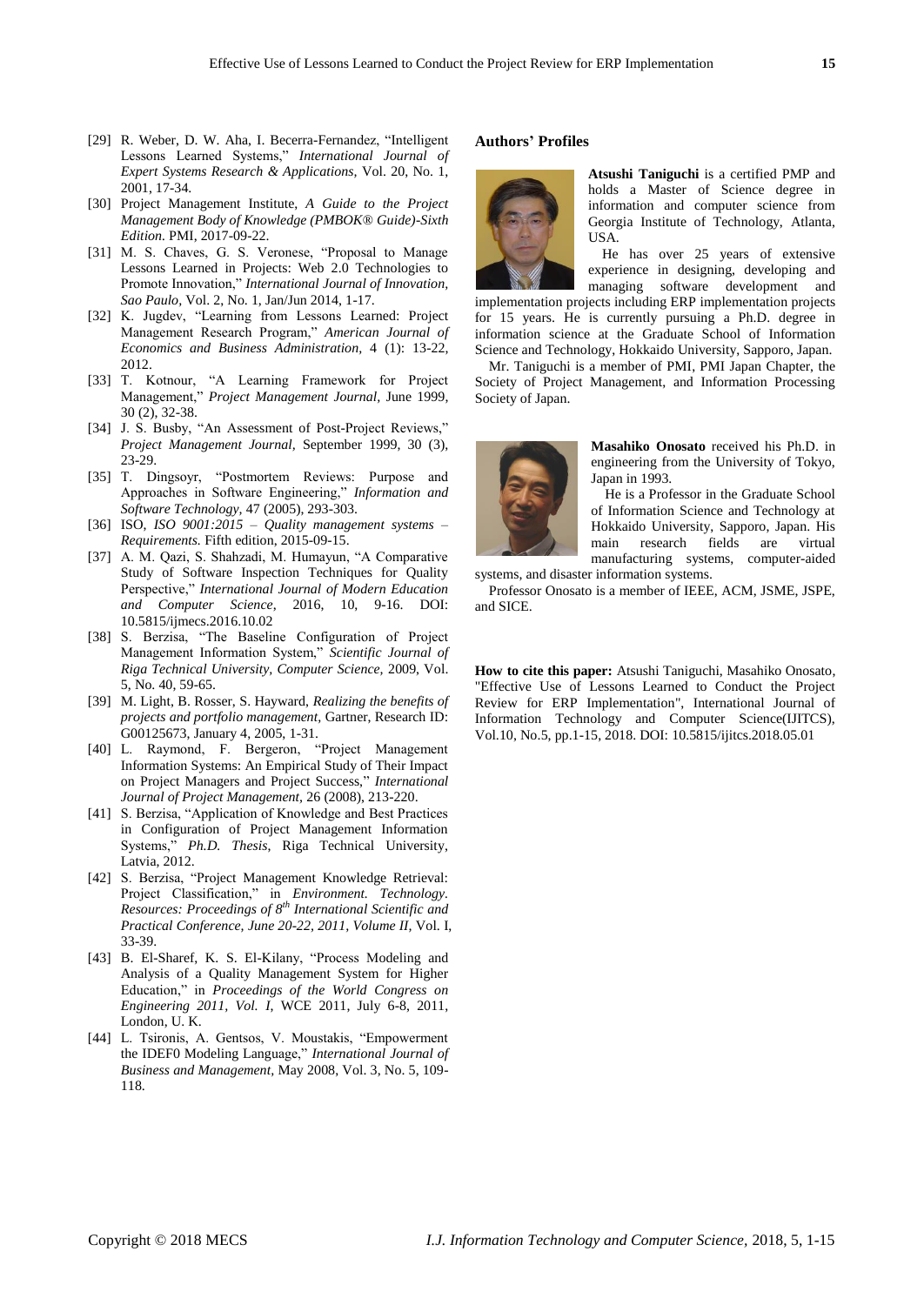[29] R. Weber, D. W. Aha, I. Becerra-Fernandez, "Intelligent Lessons Learned Systems," *International Journal of Expert Systems Research & Applications*, Vol. 20, No. 1, 2001, 17-34.

[30] Project Management Institute, *A Guide to the Project Management Body of Knowledge (PMBOK® Guide)-Sixth Edition.* PMI, 2017-09-22.

[31] M. S. Chaves, G. S. Veronese, "Proposal to Manage Lessons Learned in Projects: Web 2.0 Technologies to Promote Innovation," *International Journal of Innovation, Sao Paulo*, Vol. 2, No. 1, Jan/Jun 2014, 1-17.

[32] K. Jugdev, "Learning from Lessons Learned: Project Management Research Program," *American Journal of Economics and Business Administration,* 4 (1): 13-22, 2012.

[33] T. Kotnour, "A Learning Framework for Project Management," *Project Management Journal,* June 1999, 30 (2), 32-38.

[34] J. S. Busby, "An Assessment of Post-Project Reviews," *Project Management Journal,* September 1999, 30 (3), 23-29.

[35] T. Dingsoyr, "Postmortem Reviews: Purpose and Approaches in Software Engineering," *Information and Software Technology,* 47 (2005), 293-303.

[36] ISO, *ISO 9001:2015 – Quality management systems – Requirements.* Fifth edition, 2015-09-15.

[37] A. M. Qazi, S. Shahzadi, M. Humayun, "A Comparative Study of Software Inspection Techniques for Quality Perspective," *International Journal of Modern Education and Computer Science,* 2016, 10, 9-16. DOI: 10.5815/ijmecs.2016.10.02

[38] S. Berzisa, "The Baseline Configuration of Project Management Information System," *Scientific Journal of Riga Technical University, Computer Science,* 2009, Vol. 5, No. 40, 59-65.

[39] M. Light, B. Rosser, S. Hayward, *Realizing the benefits of projects and portfolio management,* Gartner, Research ID: G00125673, January 4, 2005, 1-31.

[40] L. Raymond, F. Bergeron, "Project Management Information Systems: An Empirical Study of Their Impact on Project Managers and Project Success," *International Journal of Project Management,* 26 (2008), 213-220.

[41] S. Berzisa, "Application of Knowledge and Best Practices in Configuration of Project Management Information Systems," *Ph.D. Thesis,* Riga Technical University, Latvia, 2012.

[42] S. Berzisa, "Project Management Knowledge Retrieval: Project Classification," in *Environment. Technology. Resources: Proceedings of 8th International Scientific and Practical Conference, June 20-22, 2011, Volume II,* Vol. I, 33-39.

[43] B. El-Sharef, K. S. El-Kilany, "Process Modeling and Analysis of a Quality Management System for Higher Education," in *Proceedings of the World Congress on Engineering 2011, Vol. I,* WCE 2011, July 6-8, 2011, London, U. K.

[44] L. Tsironis, A. Gentsos, V. Moustakis, "Empowerment the IDEF0 Modeling Language," *International Journal of Business and Management*, May 2008, Vol. 3, No. 5, 109-118.

## Authors' Profiles

**Atsushi Taniguchi** is a certified PMP and holds a Master of Science degree in information and computer science from Georgia Institute of Technology, Atlanta, USA.

He has over 25 years of extensive experience in designing, developing and managing software development and implementation projects including ERP implementation projects for 15 years. He is currently pursuing a Ph.D. degree in information science at the Graduate School of Information Science and Technology, Hokkaido University, Sapporo, Japan.

Mr. Taniguchi is a member of PMI, PMI Japan Chapter, the Society of Project Management, and Information Processing Society of Japan.

**Masahiko Onosato** received his Ph.D. in engineering from the University of Tokyo, Japan in 1993.

He is a Professor in the Graduate School of Information Science and Technology at Hokkaido University, Sapporo, Japan. His main research fields are virtual manufacturing systems, computer-aided systems, and disaster information systems.

Professor Onosato is a member of IEEE, ACM, JSME, JSPE, and SICE.

**How to cite this paper:** Atsushi Taniguchi, Masahiko Onosato, "Effective Use of Lessons Learned to Conduct the Project Review for ERP Implementation", International Journal of Information Technology and Computer Science(IJITCS), Vol.10, No.5, pp.1-15, 2018. DOI: 10.5815/ijitcs.2018.05.01